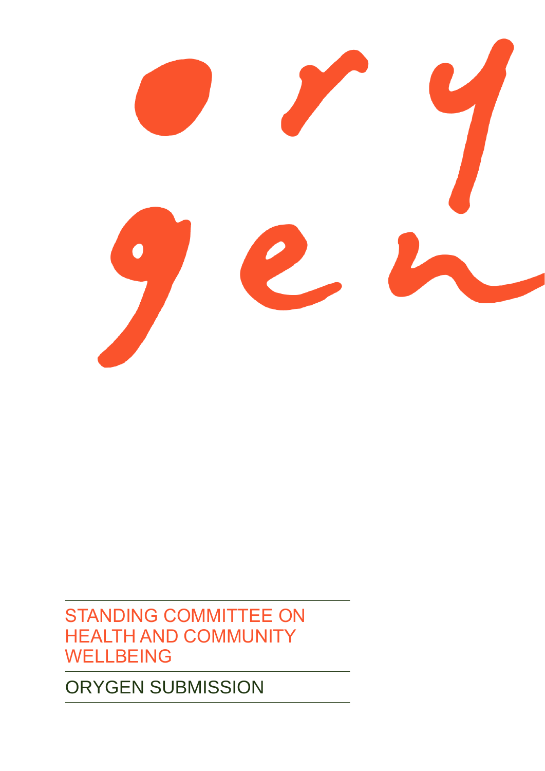# STANDING COMMITTEE ON HEALTH AND COMMUNITY WELLBEING

## ORYGEN SUBMISSION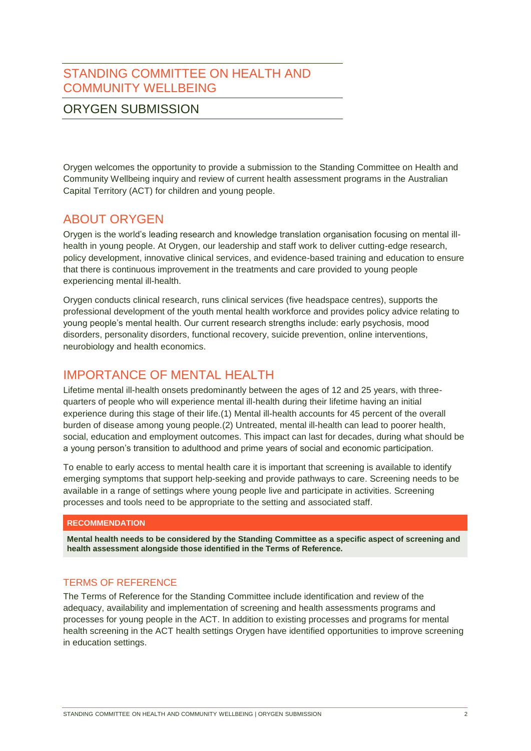# STANDING COMMITTEE ON HEALTH AND COMMUNITY WELLBEING

## ORYGEN SUBMISSION

Orygen welcomes the opportunity to provide a submission to the Standing Committee on Health and Community Wellbeing inquiry and review of current health assessment programs in the Australian Capital Territory (ACT) for children and young people.

## ABOUT ORYGEN

Orygen is the world's leading research and knowledge translation organisation focusing on mental ill-health in young people. At Orygen, our leadership and staff work to deliver cutting-edge research, policy development, innovative clinical services, and evidence-based training and education to ensure that there is continuous improvement in the treatments and care provided to young people experiencing mental ill-health.

Orygen conducts clinical research, runs clinical services (five headspace centres), supports the professional development of the youth mental health workforce and provides policy advice relating to young people's mental health. Our current research strengths include: early psychosis, mood disorders, personality disorders, functional recovery, suicide prevention, online interventions, neurobiology and health economics.

## IMPORTANCE OF MENTAL HEALTH

Lifetime mental ill-health onsets predominantly between the ages of 12 and 25 years, with three-quarters of people who will experience mental ill-health during their lifetime having an initial experience during this stage of their life.(1) Mental ill-health accounts for 45 percent of the overall burden of disease among young people.(2) Untreated, mental ill-health can lead to poorer health, social, education and employment outcomes. This impact can last for decades, during what should be a young person's transition to adulthood and prime years of social and economic participation.

To enable to early access to mental health care it is important that screening is available to identify emerging symptoms that support help-seeking and provide pathways to care. Screening needs to be available in a range of settings where young people live and participate in activities. Screening processes and tools need to be appropriate to the setting and associated staff.

**RECOMMENDATION**

**Mental health needs to be considered by the Standing Committee as a specific aspect of screening and health assessment alongside those identified in the Terms of Reference.**

### TERMS OF REFERENCE

The Terms of Reference for the Standing Committee include identification and review of the adequacy, availability and implementation of screening and health assessments programs and processes for young people in the ACT. In addition to existing processes and programs for mental health screening in the ACT health settings Orygen have identified opportunities to improve screening in education settings.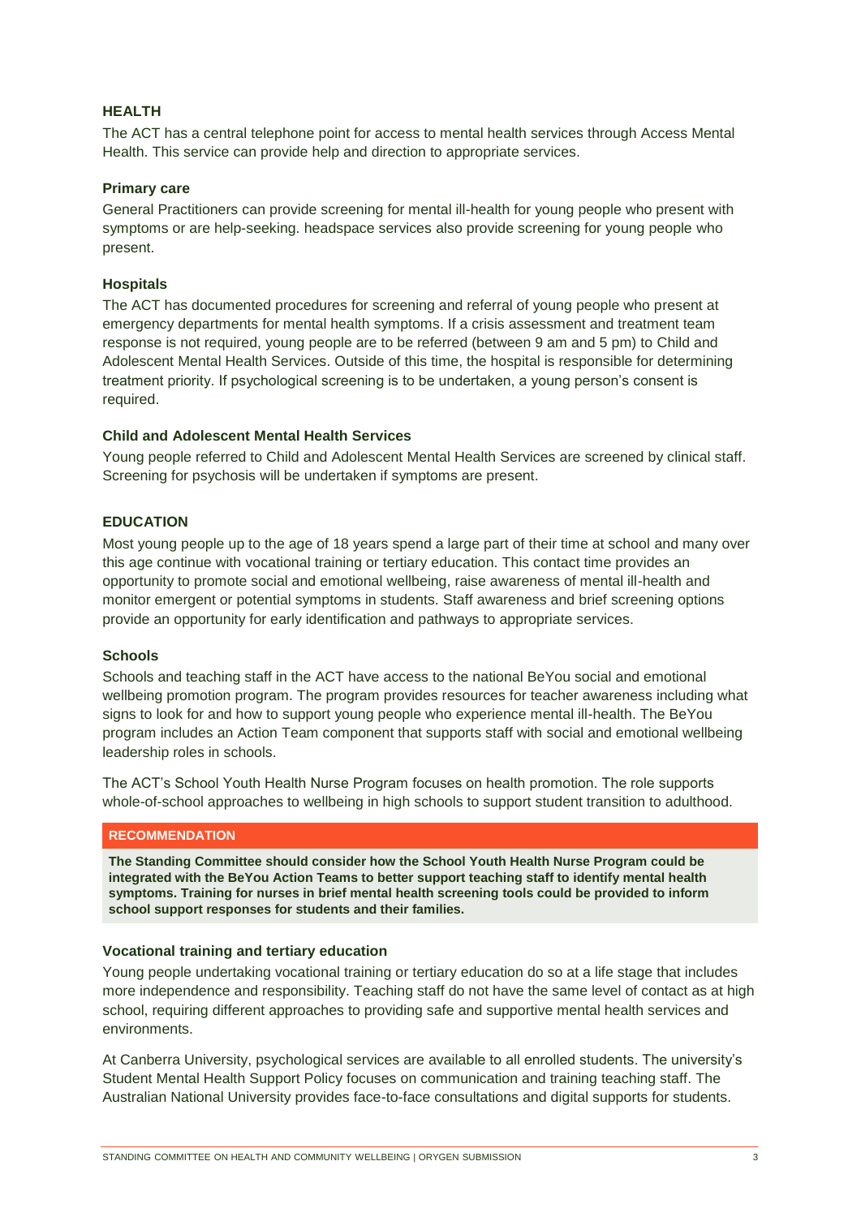## HEALTH

The ACT has a central telephone point for access to mental health services through Access Mental Health. This service can provide help and direction to appropriate services.

### Primary care

General Practitioners can provide screening for mental ill-health for young people who present with symptoms or are help-seeking. headspace services also provide screening for young people who present.

### Hospitals

The ACT has documented procedures for screening and referral of young people who present at emergency departments for mental health symptoms. If a crisis assessment and treatment team response is not required, young people are to be referred (between 9 am and 5 pm) to Child and Adolescent Mental Health Services. Outside of this time, the hospital is responsible for determining treatment priority. If psychological screening is to be undertaken, a young person's consent is required.

### Child and Adolescent Mental Health Services

Young people referred to Child and Adolescent Mental Health Services are screened by clinical staff. Screening for psychosis will be undertaken if symptoms are present.

## EDUCATION

Most young people up to the age of 18 years spend a large part of their time at school and many over this age continue with vocational training or tertiary education. This contact time provides an opportunity to promote social and emotional wellbeing, raise awareness of mental ill-health and monitor emergent or potential symptoms in students. Staff awareness and brief screening options provide an opportunity for early identification and pathways to appropriate services.

### Schools

Schools and teaching staff in the ACT have access to the national BeYou social and emotional wellbeing promotion program. The program provides resources for teacher awareness including what signs to look for and how to support young people who experience mental ill-health. The BeYou program includes an Action Team component that supports staff with social and emotional wellbeing leadership roles in schools.

The ACT's School Youth Health Nurse Program focuses on health promotion. The role supports whole-of-school approaches to wellbeing in high schools to support student transition to adulthood.

> **RECOMMENDATION**
>
> **The Standing Committee should consider how the School Youth Health Nurse Program could be integrated with the BeYou Action Teams to better support teaching staff to identify mental health symptoms. Training for nurses in brief mental health screening tools could be provided to inform school support responses for students and their families.**

### Vocational training and tertiary education

Young people undertaking vocational training or tertiary education do so at a life stage that includes more independence and responsibility. Teaching staff do not have the same level of contact as at high school, requiring different approaches to providing safe and supportive mental health services and environments.

At Canberra University, psychological services are available to all enrolled students. The university's Student Mental Health Support Policy focuses on communication and training teaching staff. The Australian National University provides face-to-face consultations and digital supports for students.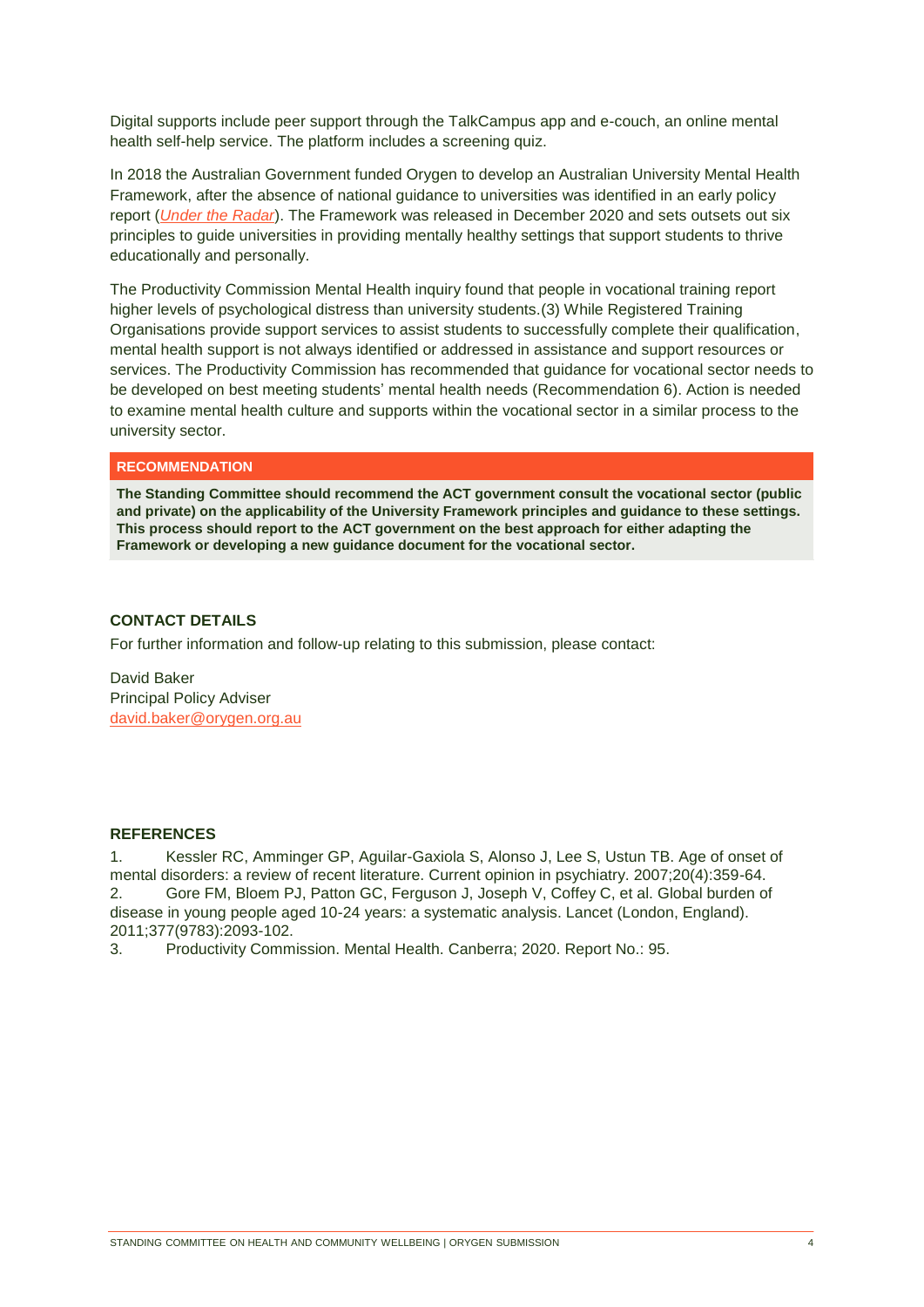Digital supports include peer support through the TalkCampus app and e-couch, an online mental health self-help service. The platform includes a screening quiz.

In 2018 the Australian Government funded Orygen to develop an Australian University Mental Health Framework, after the absence of national guidance to universities was identified in an early policy report (*Under the Radar*). The Framework was released in December 2020 and sets outsets out six principles to guide universities in providing mentally healthy settings that support students to thrive educationally and personally.

The Productivity Commission Mental Health inquiry found that people in vocational training report higher levels of psychological distress than university students.(3) While Registered Training Organisations provide support services to assist students to successfully complete their qualification, mental health support is not always identified or addressed in assistance and support resources or services. The Productivity Commission has recommended that guidance for vocational sector needs to be developed on best meeting students' mental health needs (Recommendation 6). Action is needed to examine mental health culture and supports within the vocational sector in a similar process to the university sector.

**RECOMMENDATION**

**The Standing Committee should recommend the ACT government consult the vocational sector (public and private) on the applicability of the University Framework principles and guidance to these settings. This process should report to the ACT government on the best approach for either adapting the Framework or developing a new guidance document for the vocational sector.**

## CONTACT DETAILS

For further information and follow-up relating to this submission, please contact:

David Baker
Principal Policy Adviser
david.baker@orygen.org.au

## REFERENCES

1. Kessler RC, Amminger GP, Aguilar-Gaxiola S, Alonso J, Lee S, Ustun TB. Age of onset of mental disorders: a review of recent literature. Current opinion in psychiatry. 2007;20(4):359-64.
2. Gore FM, Bloem PJ, Patton GC, Ferguson J, Joseph V, Coffey C, et al. Global burden of disease in young people aged 10-24 years: a systematic analysis. Lancet (London, England). 2011;377(9783):2093-102.
3. Productivity Commission. Mental Health. Canberra; 2020. Report No.: 95.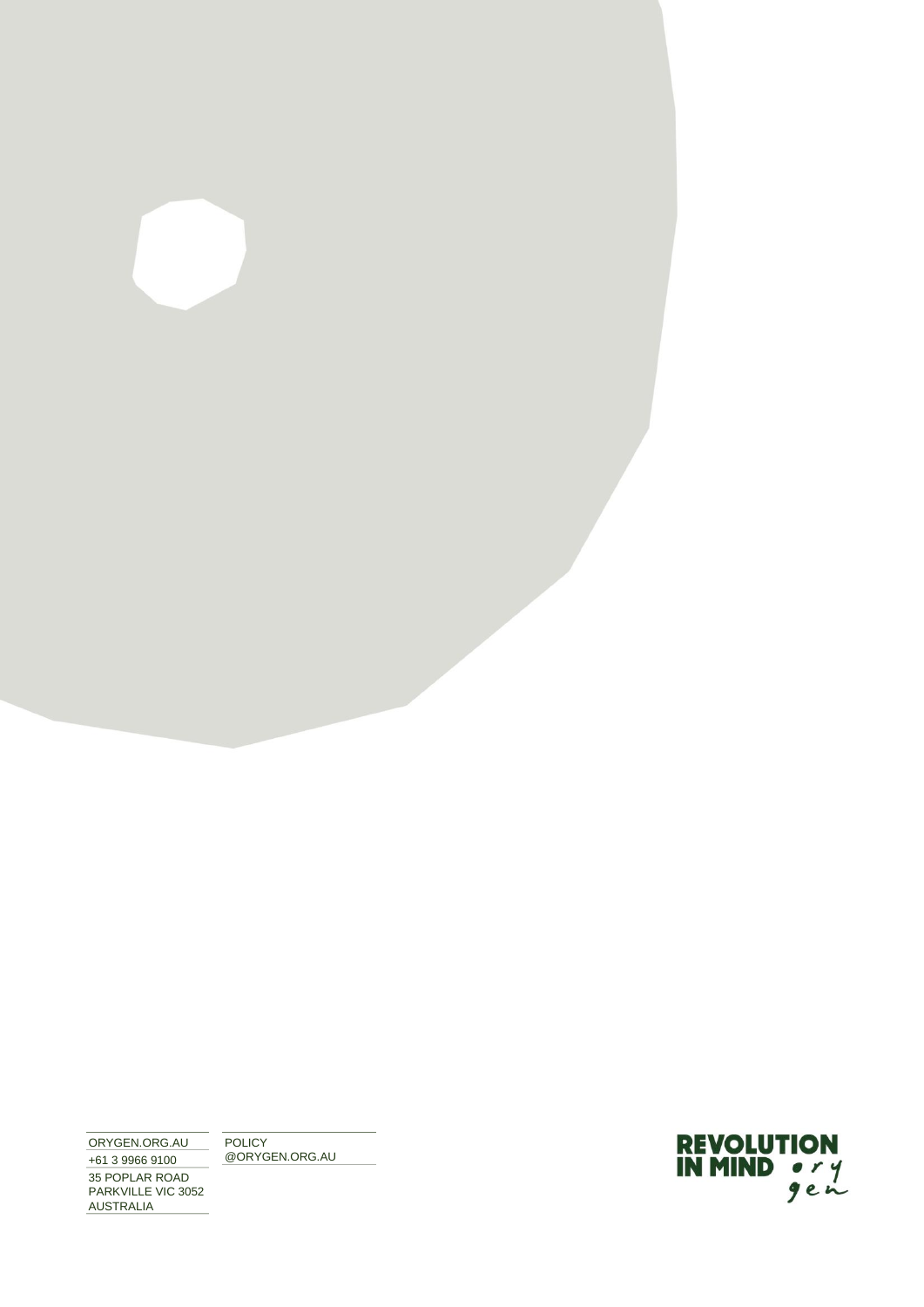ORYGEN.ORG.AU

+61 3 9966 9100

35 POPLAR ROAD
PARKVILLE VIC 3052
AUSTRALIA

POLICY
@ORYGEN.ORG.AU

REVOLUTION
IN MIND
orygen